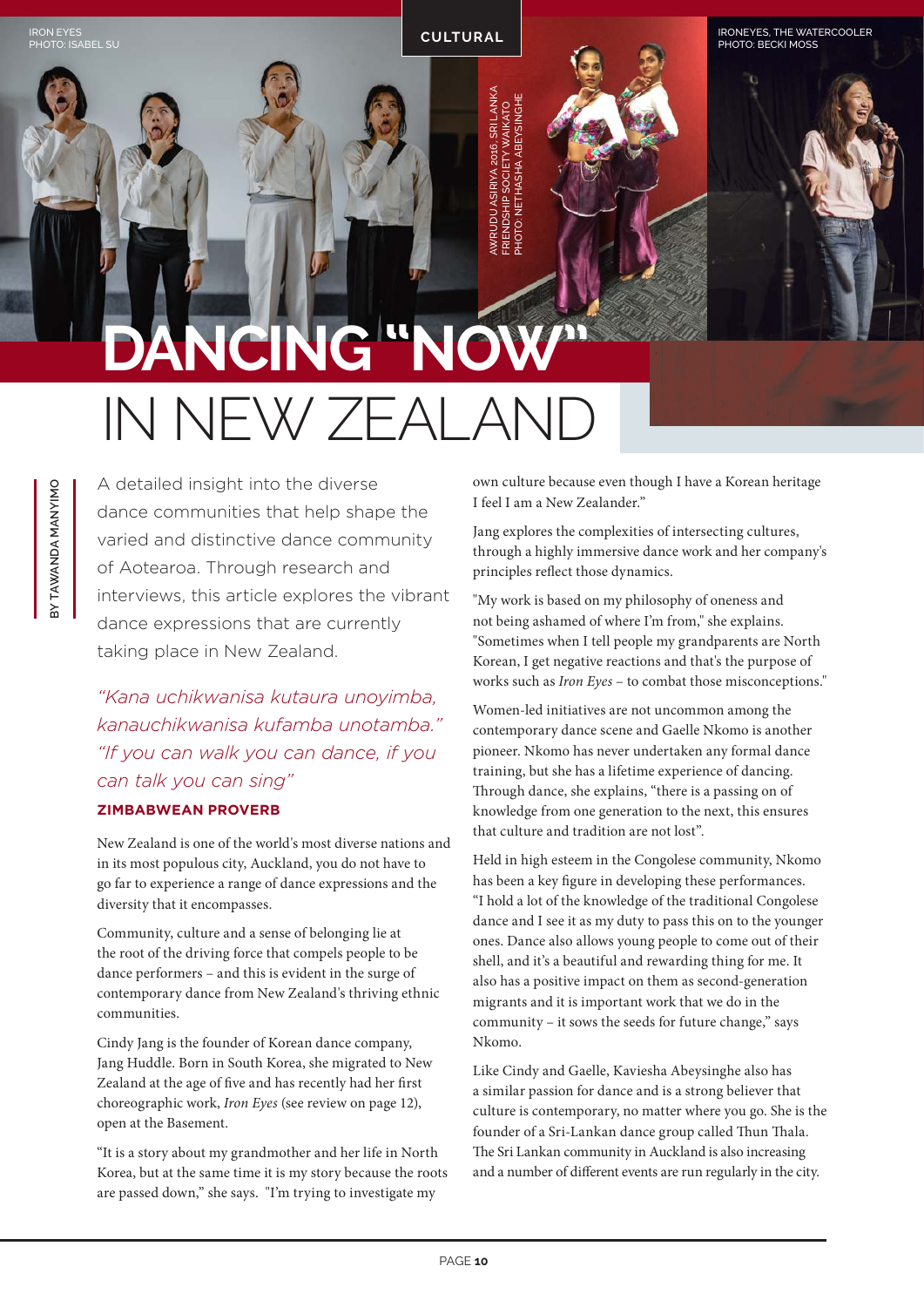IRON EYES
PHOTO: ISABEL SU

AWRUDU ASIRIYA 2016, SRI LANKA FRIENDSHIP SOCIETY WAIKATO
PHOTO: NETHASHA ABEYSINGHE

IRONEYES, THE WATERCOOLER
PHOTO: BECKI MOSS

# DANCING "NOW" IN NEW ZEALAND

BY TAWANDA MANYIMO

A detailed insight into the diverse dance communities that help shape the varied and distinctive dance community of Aotearoa. Through research and interviews, this article explores the vibrant dance expressions that are currently taking place in New Zealand.

*"Kana uchikwanisa kutaura unoyimba, kanauchikwanisa kufamba unotamba." "If you can walk you can dance, if you can talk you can sing"*

**ZIMBABWEAN PROVERB**

New Zealand is one of the world's most diverse nations and in its most populous city, Auckland, you do not have to go far to experience a range of dance expressions and the diversity that it encompasses.

Community, culture and a sense of belonging lie at the root of the driving force that compels people to be dance performers – and this is evident in the surge of contemporary dance from New Zealand's thriving ethnic communities.

Cindy Jang is the founder of Korean dance company, Jang Huddle. Born in South Korea, she migrated to New Zealand at the age of five and has recently had her first choreographic work, *Iron Eyes* (see review on page 12), open at the Basement.

"It is a story about my grandmother and her life in North Korea, but at the same time it is my story because the roots are passed down," she says. "I'm trying to investigate my own culture because even though I have a Korean heritage I feel I am a New Zealander."

Jang explores the complexities of intersecting cultures, through a highly immersive dance work and her company's principles reflect those dynamics.

"My work is based on my philosophy of oneness and not being ashamed of where I'm from," she explains. "Sometimes when I tell people my grandparents are North Korean, I get negative reactions and that's the purpose of works such as *Iron Eyes* – to combat those misconceptions."

Women-led initiatives are not uncommon among the contemporary dance scene and Gaelle Nkomo is another pioneer. Nkomo has never undertaken any formal dance training, but she has a lifetime experience of dancing. Through dance, she explains, "there is a passing on of knowledge from one generation to the next, this ensures that culture and tradition are not lost".

Held in high esteem in the Congolese community, Nkomo has been a key figure in developing these performances. "I hold a lot of the knowledge of the traditional Congolese dance and I see it as my duty to pass this on to the younger ones. Dance also allows young people to come out of their shell, and it's a beautiful and rewarding thing for me. It also has a positive impact on them as second-generation migrants and it is important work that we do in the community – it sows the seeds for future change," says Nkomo.

Like Cindy and Gaelle, Kaviesha Abeysinghe also has a similar passion for dance and is a strong believer that culture is contemporary, no matter where you go. She is the founder of a Sri-Lankan dance group called Thun Thala. The Sri Lankan community in Auckland is also increasing and a number of different events are run regularly in the city.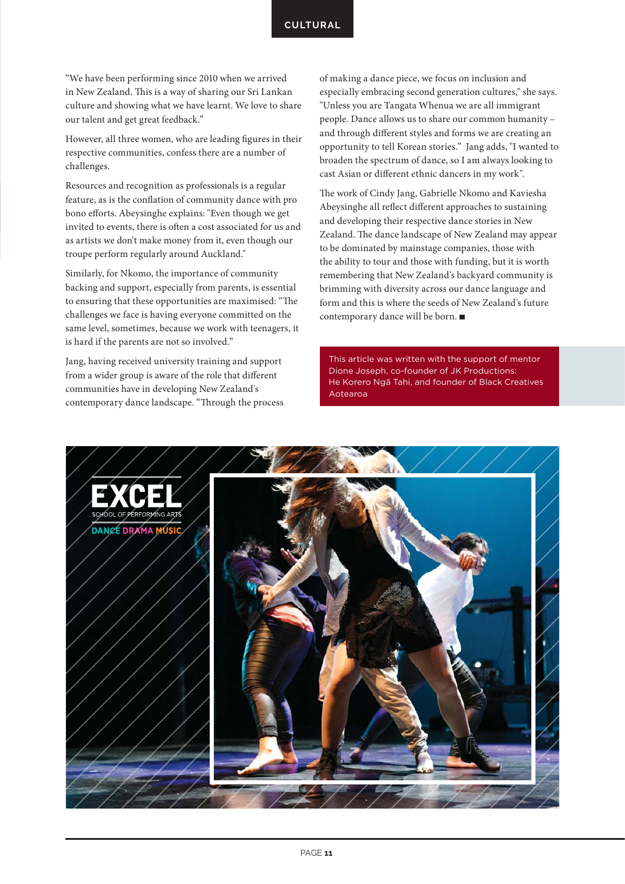"We have been performing since 2010 when we arrived in New Zealand. This is a way of sharing our Sri Lankan culture and showing what we have learnt. We love to share our talent and get great feedback."

However, all three women, who are leading figures in their respective communities, confess there are a number of challenges.

Resources and recognition as professionals is a regular feature, as is the conflation of community dance with pro bono efforts. Abeysinghe explains: "Even though we get invited to events, there is often a cost associated for us and as artists we don't make money from it, even though our troupe perform regularly around Auckland."

Similarly, for Nkomo, the importance of community backing and support, especially from parents, is essential to ensuring that these opportunities are maximised: "The challenges we face is having everyone committed on the same level, sometimes, because we work with teenagers, it is hard if the parents are not so involved."

Jang, having received university training and support from a wider group is aware of the role that different communities have in developing New Zealand's contemporary dance landscape. "Through the process of making a dance piece, we focus on inclusion and especially embracing second generation cultures," she says. "Unless you are Tangata Whenua we are all immigrant people. Dance allows us to share our common humanity – and through different styles and forms we are creating an opportunity to tell Korean stories." Jang adds, "I wanted to broaden the spectrum of dance, so I am always looking to cast Asian or different ethnic dancers in my work".

The work of Cindy Jang, Gabrielle Nkomo and Kaviesha Abeysinghe all reflect different approaches to sustaining and developing their respective dance stories in New Zealand. The dance landscape of New Zealand may appear to be dominated by mainstage companies, those with the ability to tour and those with funding, but it is worth remembering that New Zealand's backyard community is brimming with diversity across our dance language and form and this is where the seeds of New Zealand's future contemporary dance will be born. ■

This article was written with the support of mentor Dione Joseph, co-founder of JK Productions: He Korero Ngā Tahi, and founder of Black Creatives Aotearoa

EXCEL
SCHOOL OF PERFORMING ARTS
DANCE DRAMA MUSIC